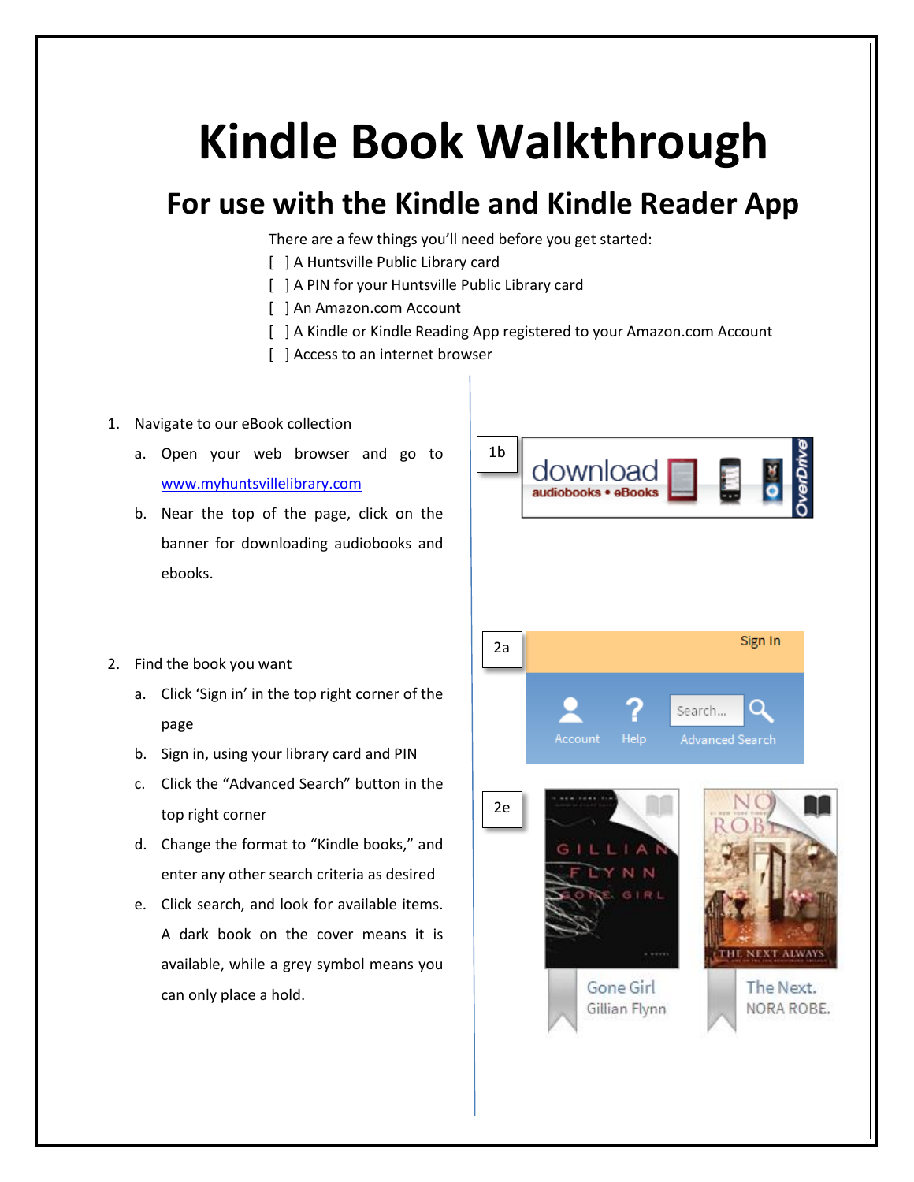# Kindle Book Walkthrough

## For use with the Kindle and Kindle Reader App

There are a few things you'll need before you get started:

[ ] A Huntsville Public Library card
[ ] A PIN for your Huntsville Public Library card
[ ] An Amazon.com Account
[ ] A Kindle or Kindle Reading App registered to your Amazon.com Account
[ ] Access to an internet browser

1. Navigate to our eBook collection
   a. Open your web browser and go to www.myhuntsvillelibrary.com
   b. Near the top of the page, click on the banner for downloading audiobooks and ebooks.

2. Find the book you want
   a. Click 'Sign in' in the top right corner of the page
   b. Sign in, using your library card and PIN
   c. Click the "Advanced Search" button in the top right corner
   d. Change the format to "Kindle books," and enter any other search criteria as desired
   e. Click search, and look for available items. A dark book on the cover means it is available, while a grey symbol means you can only place a hold.

1b

2a

2e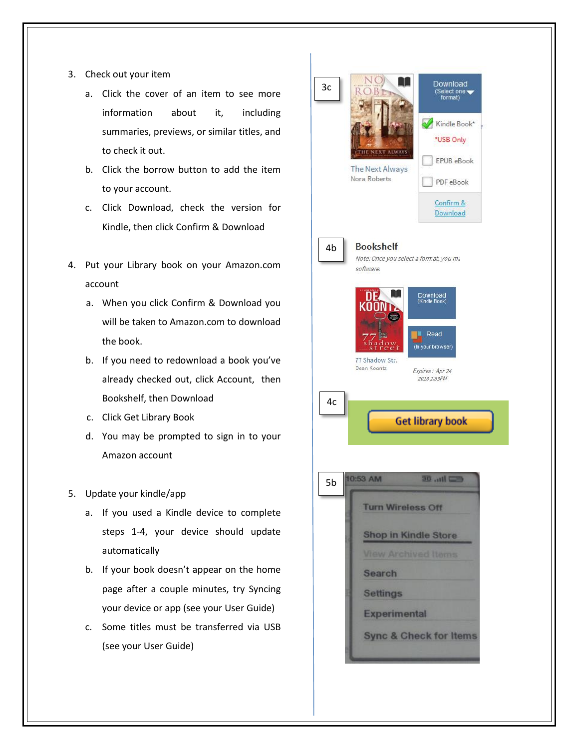3. Check out your item
    a. Click the cover of an item to see more information about it, including summaries, previews, or similar titles, and to check it out.
    b. Click the borrow button to add the item to your account.
    c. Click Download, check the version for Kindle, then click Confirm & Download

4. Put your Library book on your Amazon.com account
    a. When you click Confirm & Download you will be taken to Amazon.com to download the book.
    b. If you need to redownload a book you've already checked out, click Account, then Bookshelf, then Download
    c. Click Get Library Book
    d. You may be prompted to sign in to your Amazon account

5. Update your kindle/app
    a. If you used a Kindle device to complete steps 1-4, your device should update automatically
    b. If your book doesn't appear on the home page after a couple minutes, try Syncing your device or app (see your User Guide)
    c. Some titles must be transferred via USB (see your User Guide)

3c

The Next Always
Nora Roberts

Download (Select one format)

Kindle Book*
*USB Only
EPUB eBook
PDF eBook

Confirm & Download

4b

Bookshelf

Note: Once you select a format, you ma
software.

Download (Kindle Book)

Read (In your browser)

77 Shadow Str.
Dean Koontz

Expires: Apr 24 2013 2:53PM

4c

Get library book

5b

10:53 AM

Turn Wireless Off
Shop in Kindle Store
View Archived Items
Search
Settings
Experimental
Sync & Check for Items